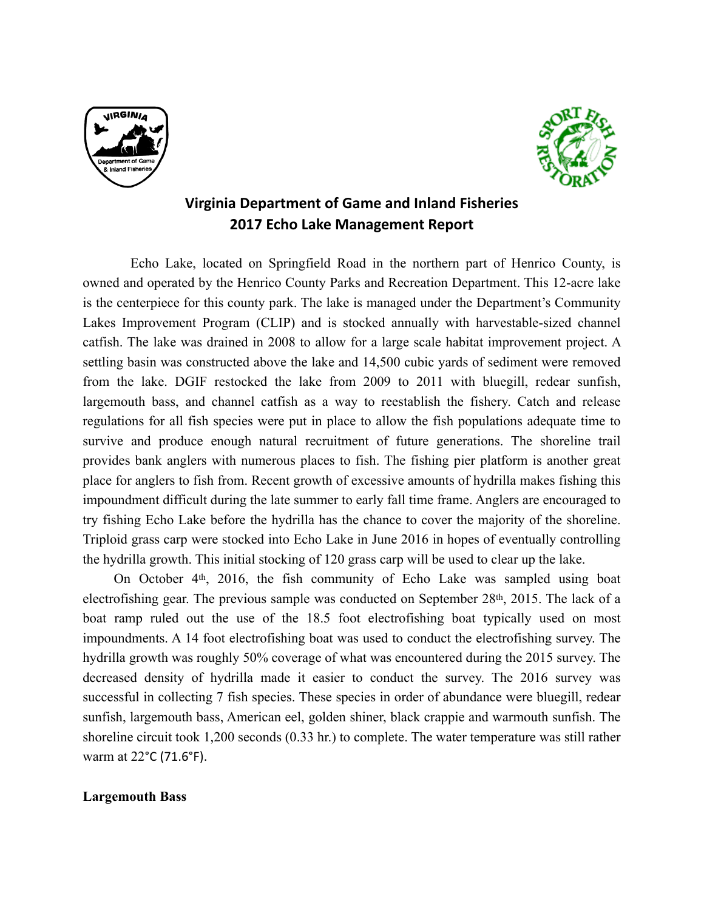# Virginia Department of Game and Inland Fisheries
## 2017 Echo Lake Management Report

Echo Lake, located on Springfield Road in the northern part of Henrico County, is owned and operated by the Henrico County Parks and Recreation Department. This 12-acre lake is the centerpiece for this county park. The lake is managed under the Department's Community Lakes Improvement Program (CLIP) and is stocked annually with harvestable-sized channel catfish. The lake was drained in 2008 to allow for a large scale habitat improvement project. A settling basin was constructed above the lake and 14,500 cubic yards of sediment were removed from the lake. DGIF restocked the lake from 2009 to 2011 with bluegill, redear sunfish, largemouth bass, and channel catfish as a way to reestablish the fishery. Catch and release regulations for all fish species were put in place to allow the fish populations adequate time to survive and produce enough natural recruitment of future generations. The shoreline trail provides bank anglers with numerous places to fish. The fishing pier platform is another great place for anglers to fish from. Recent growth of excessive amounts of hydrilla makes fishing this impoundment difficult during the late summer to early fall time frame. Anglers are encouraged to try fishing Echo Lake before the hydrilla has the chance to cover the majority of the shoreline. Triploid grass carp were stocked into Echo Lake in June 2016 in hopes of eventually controlling the hydrilla growth. This initial stocking of 120 grass carp will be used to clear up the lake.

On October 4th, 2016, the fish community of Echo Lake was sampled using boat electrofishing gear. The previous sample was conducted on September 28th, 2015. The lack of a boat ramp ruled out the use of the 18.5 foot electrofishing boat typically used on most impoundments. A 14 foot electrofishing boat was used to conduct the electrofishing survey. The hydrilla growth was roughly 50% coverage of what was encountered during the 2015 survey. The decreased density of hydrilla made it easier to conduct the survey. The 2016 survey was successful in collecting 7 fish species. These species in order of abundance were bluegill, redear sunfish, largemouth bass, American eel, golden shiner, black crappie and warmouth sunfish. The shoreline circuit took 1,200 seconds (0.33 hr.) to complete. The water temperature was still rather warm at 22°C (71.6°F).

**Largemouth Bass**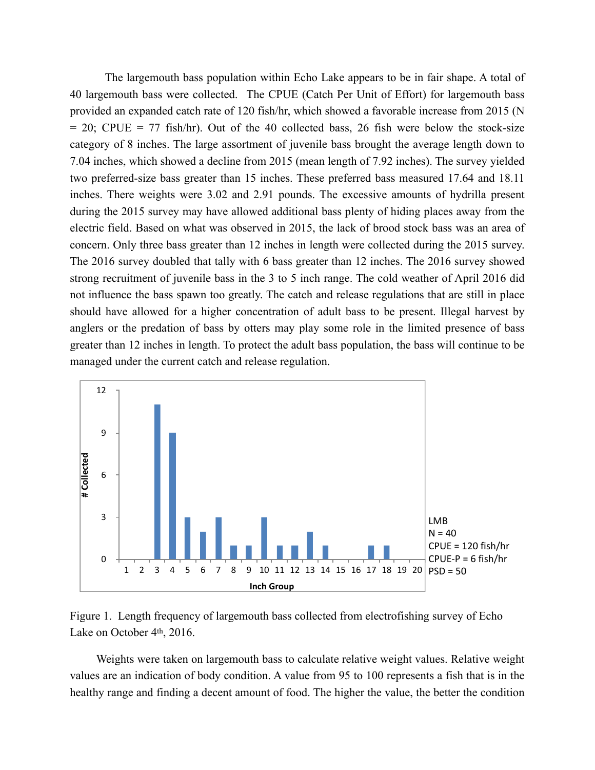The largemouth bass population within Echo Lake appears to be in fair shape. A total of 40 largemouth bass were collected. The CPUE (Catch Per Unit of Effort) for largemouth bass provided an expanded catch rate of 120 fish/hr, which showed a favorable increase from 2015 (N = 20; CPUE = 77 fish/hr). Out of the 40 collected bass, 26 fish were below the stock-size category of 8 inches. The large assortment of juvenile bass brought the average length down to 7.04 inches, which showed a decline from 2015 (mean length of 7.92 inches). The survey yielded two preferred-size bass greater than 15 inches. These preferred bass measured 17.64 and 18.11 inches. There weights were 3.02 and 2.91 pounds. The excessive amounts of hydrilla present during the 2015 survey may have allowed additional bass plenty of hiding places away from the electric field. Based on what was observed in 2015, the lack of brood stock bass was an area of concern. Only three bass greater than 12 inches in length were collected during the 2015 survey. The 2016 survey doubled that tally with 6 bass greater than 12 inches. The 2016 survey showed strong recruitment of juvenile bass in the 3 to 5 inch range. The cold weather of April 2016 did not influence the bass spawn too greatly. The catch and release regulations that are still in place should have allowed for a higher concentration of adult bass to be present. Illegal harvest by anglers or the predation of bass by otters may play some role in the limited presence of bass greater than 12 inches in length. To protect the adult bass population, the bass will continue to be managed under the current catch and release regulation.

LMB
N = 40
CPUE = 120 fish/hr
CPUE-P = 6 fish/hr
PSD = 50

Figure 1. Length frequency of largemouth bass collected from electrofishing survey of Echo Lake on October 4th, 2016.

Weights were taken on largemouth bass to calculate relative weight values. Relative weight values are an indication of body condition. A value from 95 to 100 represents a fish that is in the healthy range and finding a decent amount of food. The higher the value, the better the condition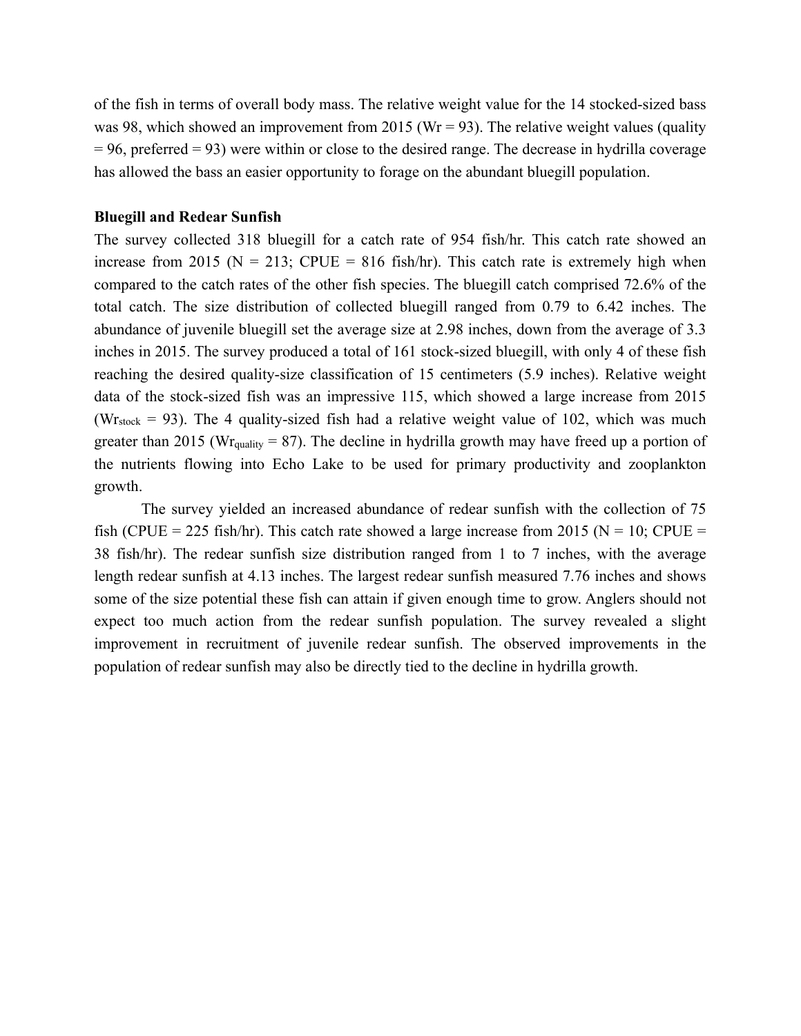of the fish in terms of overall body mass. The relative weight value for the 14 stocked-sized bass was 98, which showed an improvement from 2015 (Wr = 93). The relative weight values (quality = 96, preferred = 93) were within or close to the desired range. The decrease in hydrilla coverage has allowed the bass an easier opportunity to forage on the abundant bluegill population.

**Bluegill and Redear Sunfish**

The survey collected 318 bluegill for a catch rate of 954 fish/hr. This catch rate showed an increase from 2015 (N = 213; CPUE = 816 fish/hr). This catch rate is extremely high when compared to the catch rates of the other fish species. The bluegill catch comprised 72.6% of the total catch. The size distribution of collected bluegill ranged from 0.79 to 6.42 inches. The abundance of juvenile bluegill set the average size at 2.98 inches, down from the average of 3.3 inches in 2015. The survey produced a total of 161 stock-sized bluegill, with only 4 of these fish reaching the desired quality-size classification of 15 centimeters (5.9 inches). Relative weight data of the stock-sized fish was an impressive 115, which showed a large increase from 2015 ($Wr_{stock}$ = 93). The 4 quality-sized fish had a relative weight value of 102, which was much greater than 2015 ($Wr_{quality}$ = 87). The decline in hydrilla growth may have freed up a portion of the nutrients flowing into Echo Lake to be used for primary productivity and zooplankton growth.

The survey yielded an increased abundance of redear sunfish with the collection of 75 fish (CPUE = 225 fish/hr). This catch rate showed a large increase from 2015 (N = 10; CPUE = 38 fish/hr). The redear sunfish size distribution ranged from 1 to 7 inches, with the average length redear sunfish at 4.13 inches. The largest redear sunfish measured 7.76 inches and shows some of the size potential these fish can attain if given enough time to grow. Anglers should not expect too much action from the redear sunfish population. The survey revealed a slight improvement in recruitment of juvenile redear sunfish. The observed improvements in the population of redear sunfish may also be directly tied to the decline in hydrilla growth.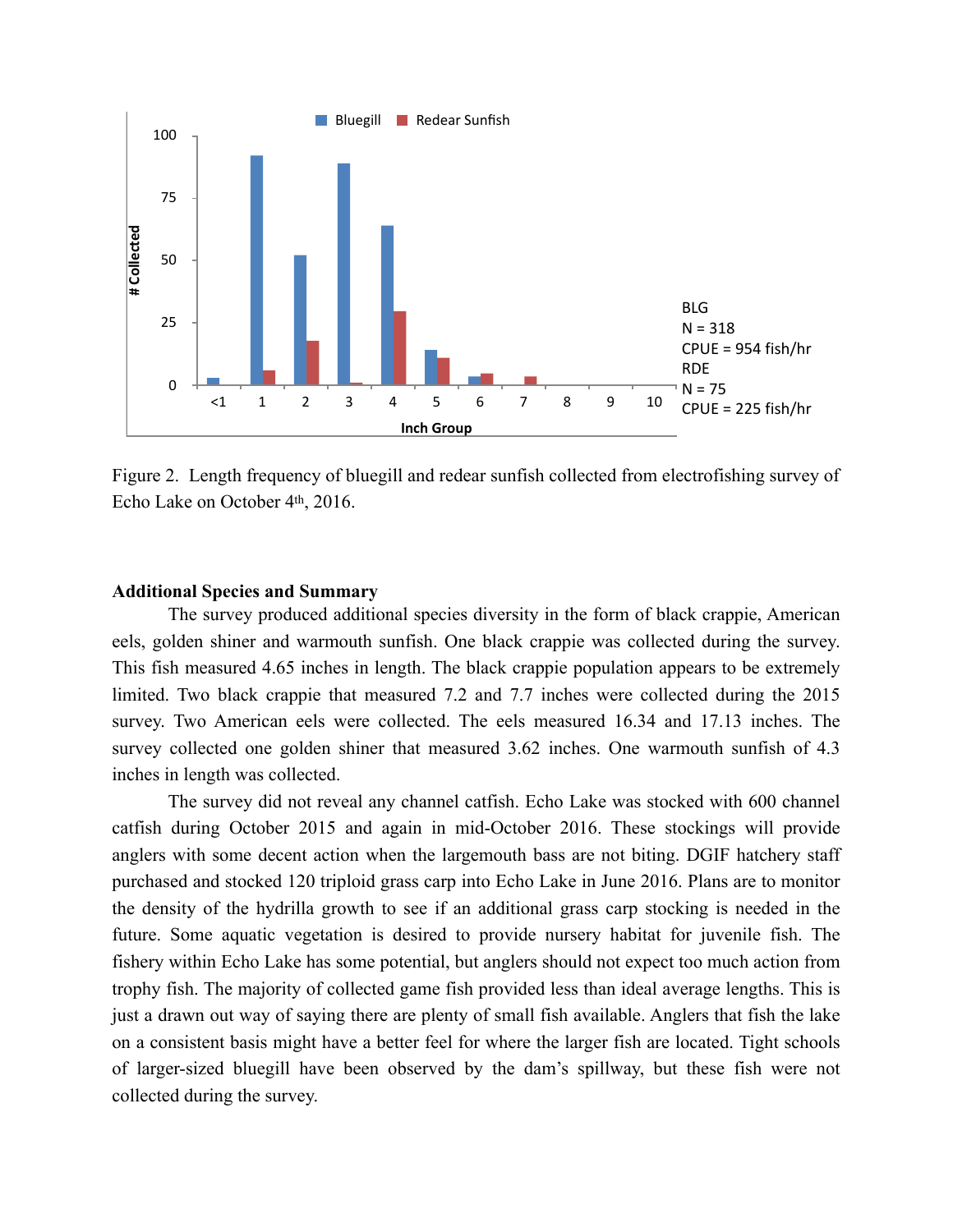Bluegill · Redear Sunfish

BLG
N = 318
CPUE = 954 fish/hr
RDE
N = 75
CPUE = 225 fish/hr

Figure 2. Length frequency of bluegill and redear sunfish collected from electrofishing survey of Echo Lake on October 4th, 2016.

**Additional Species and Summary**

The survey produced additional species diversity in the form of black crappie, American eels, golden shiner and warmouth sunfish. One black crappie was collected during the survey. This fish measured 4.65 inches in length. The black crappie population appears to be extremely limited. Two black crappie that measured 7.2 and 7.7 inches were collected during the 2015 survey. Two American eels were collected. The eels measured 16.34 and 17.13 inches. The survey collected one golden shiner that measured 3.62 inches. One warmouth sunfish of 4.3 inches in length was collected.

The survey did not reveal any channel catfish. Echo Lake was stocked with 600 channel catfish during October 2015 and again in mid-October 2016. These stockings will provide anglers with some decent action when the largemouth bass are not biting. DGIF hatchery staff purchased and stocked 120 triploid grass carp into Echo Lake in June 2016. Plans are to monitor the density of the hydrilla growth to see if an additional grass carp stocking is needed in the future. Some aquatic vegetation is desired to provide nursery habitat for juvenile fish. The fishery within Echo Lake has some potential, but anglers should not expect too much action from trophy fish. The majority of collected game fish provided less than ideal average lengths. This is just a drawn out way of saying there are plenty of small fish available. Anglers that fish the lake on a consistent basis might have a better feel for where the larger fish are located. Tight schools of larger-sized bluegill have been observed by the dam's spillway, but these fish were not collected during the survey.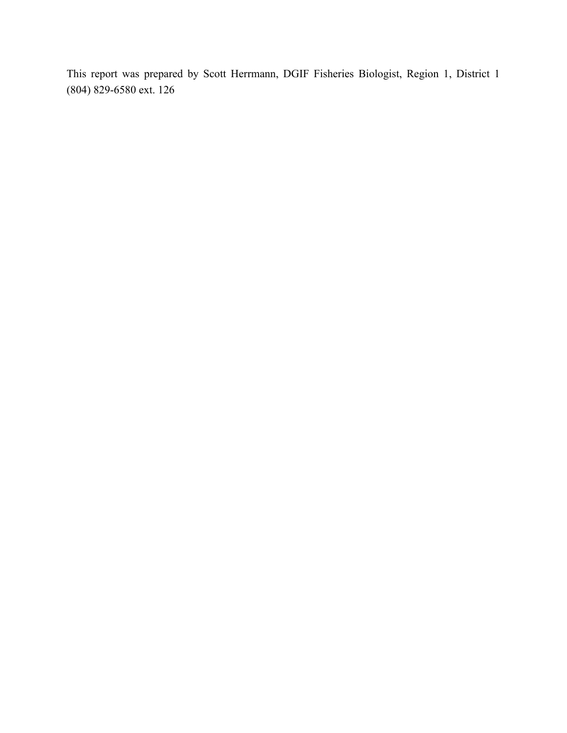This report was prepared by Scott Herrmann, DGIF Fisheries Biologist, Region 1, District 1 (804) 829-6580 ext. 126